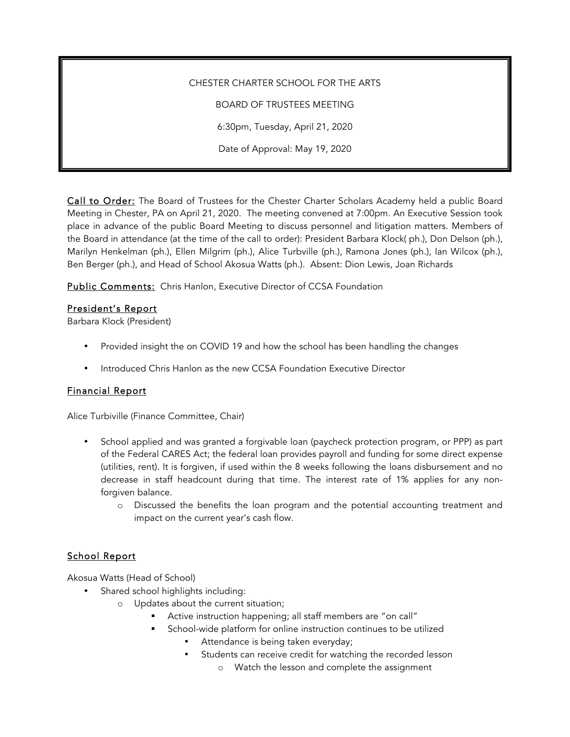CHESTER CHARTER SCHOOL FOR THE ARTS

BOARD OF TRUSTEES MEETING

6:30pm, Tuesday, April 21, 2020

Date of Approval: May 19, 2020

**Call to Order:** The Board of Trustees for the Chester Charter Scholars Academy held a public Board Meeting in Chester, PA on April 21, 2020. The meeting convened at 7:00pm. An Executive Session took place in advance of the public Board Meeting to discuss personnel and litigation matters. Members of the Board in attendance (at the time of the call to order): President Barbara Klock( ph.), Don Delson (ph.), Marilyn Henkelman (ph.), Ellen Milgrim (ph.), Alice Turbville (ph.), Ramona Jones (ph.), Ian Wilcox (ph.), Ben Berger (ph.), and Head of School Akosua Watts (ph.). Absent: Dion Lewis, Joan Richards

**Public Comments:** Chris Hanlon, Executive Director of CCSA Foundation

## President's Report

Barbara Klock (President)

- Provided insight the on COVID 19 and how the school has been handling the changes
- Introduced Chris Hanlon as the new CCSA Foundation Executive Director

## Financial Report

Alice Turbiville (Finance Committee, Chair)

- School applied and was granted a forgivable loan (paycheck protection program, or PPP) as part of the Federal CARES Act; the federal loan provides payroll and funding for some direct expense (utilities, rent). It is forgiven, if used within the 8 weeks following the loans disbursement and no decrease in staff headcount during that time. The interest rate of 1% applies for any non-forgiven balance.
  - Discussed the benefits the loan program and the potential accounting treatment and impact on the current year's cash flow.

## School Report

Akosua Watts (Head of School)

- Shared school highlights including:
  - Updates about the current situation;
    - Active instruction happening; all staff members are "on call"
    - School-wide platform for online instruction continues to be utilized
      - Attendance is being taken everyday;
      - Students can receive credit for watching the recorded lesson
        - Watch the lesson and complete the assignment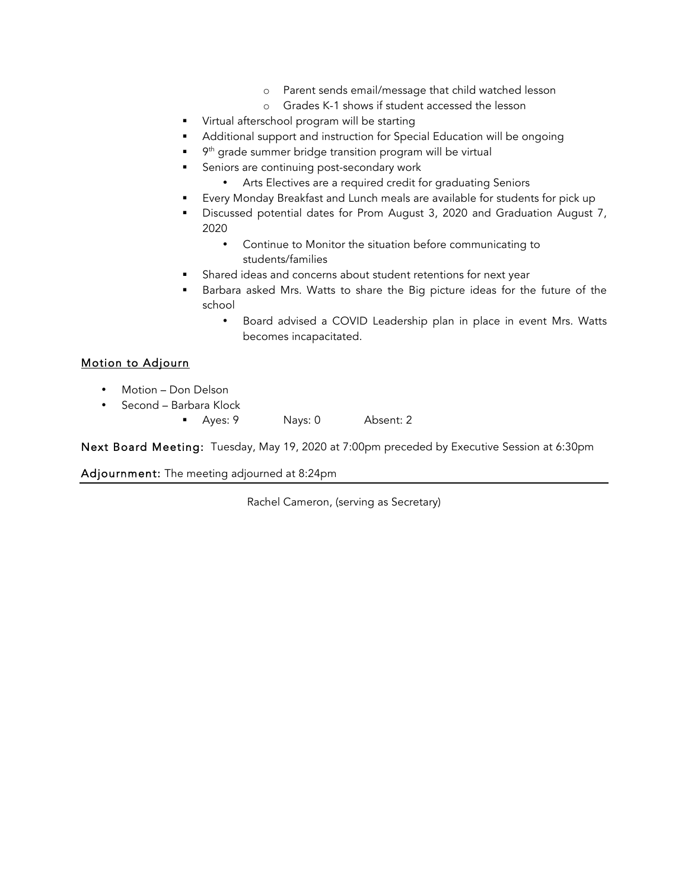- Parent sends email/message that child watched lesson
        - Grades K-1 shows if student accessed the lesson
    - Virtual afterschool program will be starting
    - Additional support and instruction for Special Education will be ongoing
    - 9th grade summer bridge transition program will be virtual
    - Seniors are continuing post-secondary work
        - Arts Electives are a required credit for graduating Seniors
    - Every Monday Breakfast and Lunch meals are available for students for pick up
    - Discussed potential dates for Prom August 3, 2020 and Graduation August 7, 2020
        - Continue to Monitor the situation before communicating to students/families
    - Shared ideas and concerns about student retentions for next year
    - Barbara asked Mrs. Watts to share the Big picture ideas for the future of the school
        - Board advised a COVID Leadership plan in place in event Mrs. Watts becomes incapacitated.

<u>Motion to Adjourn</u>

- Motion – Don Delson
- Second – Barbara Klock
    - Ayes: 9 Nays: 0 Absent: 2

**Next Board Meeting:** Tuesday, May 19, 2020 at 7:00pm preceded by Executive Session at 6:30pm

**Adjournment:** The meeting adjourned at 8:24pm

Rachel Cameron, (serving as Secretary)